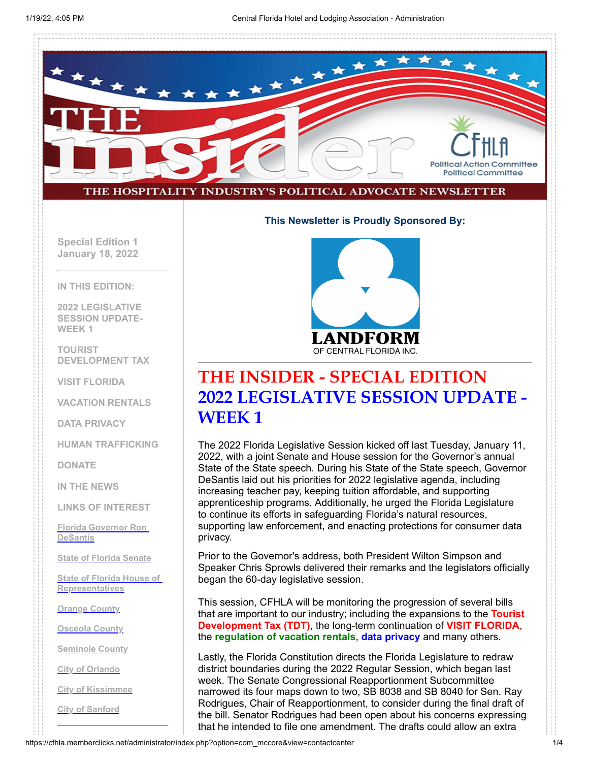THE insider

THE HOSPITALITY INDUSTRY'S POLITICAL ADVOCATE NEWSLETTER

CFHLA Political Action Committee Political Committee

**Special Edition 1**
**January 18, 2022**

**IN THIS EDITION:**

- 2022 LEGISLATIVE SESSION UPDATE- WEEK 1
- TOURIST DEVELOPMENT TAX
- VISIT FLORIDA
- VACATION RENTALS
- DATA PRIVACY
- HUMAN TRAFFICKING
- DONATE
- IN THE NEWS
- LINKS OF INTEREST

- Florida Governor Ron DeSantis
- State of Florida Senate
- State of Florida House of Representatives
- Orange County
- Osceola County
- Seminole County
- City of Orlando
- City of Kissimmee
- City of Sanford

**This Newsletter is Proudly Sponsored By:**

LANDFORM OF CENTRAL FLORIDA INC.

# THE INSIDER - SPECIAL EDITION
# 2022 LEGISLATIVE SESSION UPDATE - WEEK 1

The 2022 Florida Legislative Session kicked off last Tuesday, January 11, 2022, with a joint Senate and House session for the Governor's annual State of the State speech. During his State of the State speech, Governor DeSantis laid out his priorities for 2022 legislative agenda, including increasing teacher pay, keeping tuition affordable, and supporting apprenticeship programs. Additionally, he urged the Florida Legislature to continue its efforts in safeguarding Florida's natural resources, supporting law enforcement, and enacting protections for consumer data privacy.

Prior to the Governor's address, both President Wilton Simpson and Speaker Chris Sprowls delivered their remarks and the legislators officially began the 60-day legislative session.

This session, CFHLA will be monitoring the progression of several bills that are important to our industry; including the expansions to the **Tourist Development Tax (TDT)**, the long-term continuation of **VISIT FLORIDA**, the **regulation of vacation rentals**, **data privacy** and many others.

Lastly, the Florida Constitution directs the Florida Legislature to redraw district boundaries during the 2022 Regular Session, which began last week. The Senate Congressional Reapportionment Subcommittee narrowed its four maps down to two, SB 8038 and SB 8040 for Sen. Ray Rodrigues, Chair of Reapportionment, to consider during the final draft of the bill. Senator Rodrigues had been open about his concerns expressing that he intended to file one amendment. The drafts could allow an extra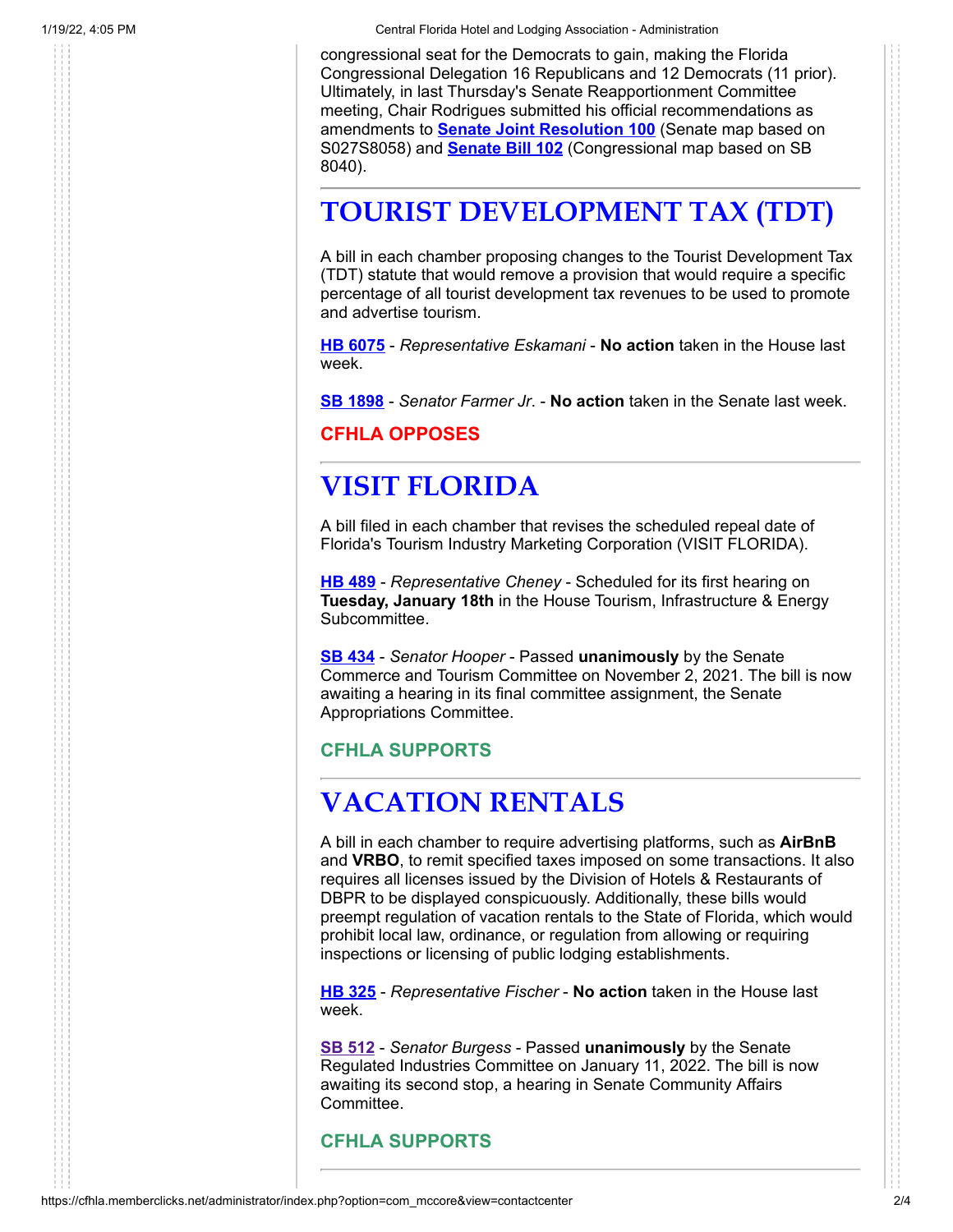congressional seat for the Democrats to gain, making the Florida Congressional Delegation 16 Republicans and 12 Democrats (11 prior). Ultimately, in last Thursday's Senate Reapportionment Committee meeting, Chair Rodrigues submitted his official recommendations as amendments to **Senate Joint Resolution 100** (Senate map based on S027S8058) and **Senate Bill 102** (Congressional map based on SB 8040).

---

# TOURIST DEVELOPMENT TAX (TDT)

A bill in each chamber proposing changes to the Tourist Development Tax (TDT) statute that would remove a provision that would require a specific percentage of all tourist development tax revenues to be used to promote and advertise tourism.

**HB 6075** - *Representative Eskamani* - **No action** taken in the House last week.

**SB 1898** - *Senator Farmer Jr.* - **No action** taken in the Senate last week.

**CFHLA OPPOSES**

---

# VISIT FLORIDA

A bill filed in each chamber that revises the scheduled repeal date of Florida's Tourism Industry Marketing Corporation (VISIT FLORIDA).

**HB 489** - *Representative Cheney* - Scheduled for its first hearing on **Tuesday, January 18th** in the House Tourism, Infrastructure & Energy Subcommittee.

**SB 434** - *Senator Hooper* - Passed **unanimously** by the Senate Commerce and Tourism Committee on November 2, 2021. The bill is now awaiting a hearing in its final committee assignment, the Senate Appropriations Committee.

**CFHLA SUPPORTS**

---

# VACATION RENTALS

A bill in each chamber to require advertising platforms, such as **AirBnB** and **VRBO**, to remit specified taxes imposed on some transactions. It also requires all licenses issued by the Division of Hotels & Restaurants of DBPR to be displayed conspicuously. Additionally, these bills would preempt regulation of vacation rentals to the State of Florida, which would prohibit local law, ordinance, or regulation from allowing or requiring inspections or licensing of public lodging establishments.

**HB 325** - *Representative Fischer* - **No action** taken in the House last week.

**SB 512** - *Senator Burgess* - Passed **unanimously** by the Senate Regulated Industries Committee on January 11, 2022. The bill is now awaiting its second stop, a hearing in Senate Community Affairs Committee.

**CFHLA SUPPORTS**

---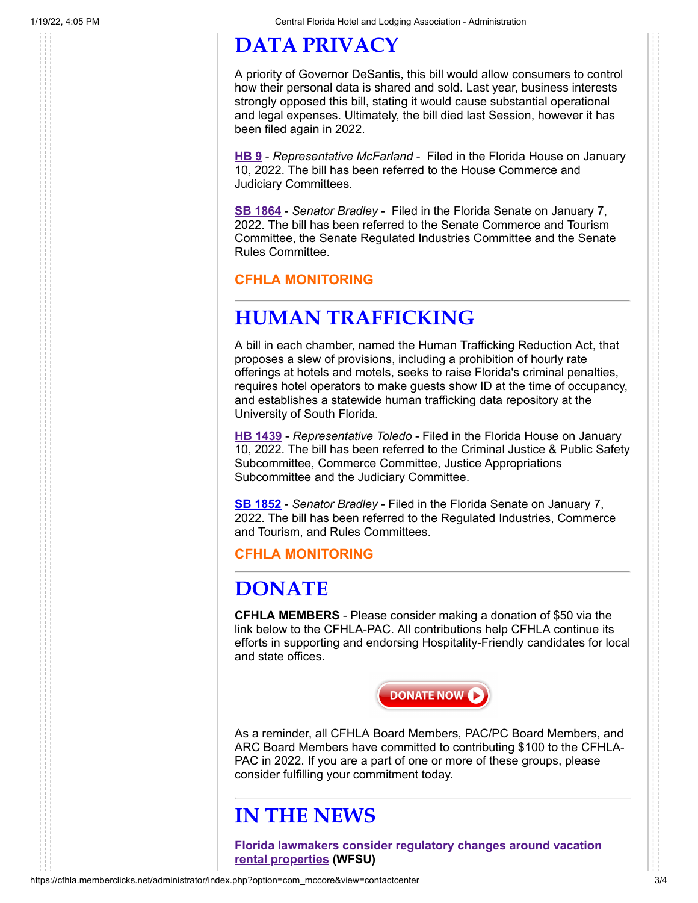# DATA PRIVACY

A priority of Governor DeSantis, this bill would allow consumers to control how their personal data is shared and sold. Last year, business interests strongly opposed this bill, stating it would cause substantial operational and legal expenses. Ultimately, the bill died last Session, however it has been filed again in 2022.

**HB 9** - *Representative McFarland* - Filed in the Florida House on January 10, 2022. The bill has been referred to the House Commerce and Judiciary Committees.

**SB 1864** - *Senator Bradley* - Filed in the Florida Senate on January 7, 2022. The bill has been referred to the Senate Commerce and Tourism Committee, the Senate Regulated Industries Committee and the Senate Rules Committee.

**CFHLA MONITORING**

---

# HUMAN TRAFFICKING

A bill in each chamber, named the Human Trafficking Reduction Act, that proposes a slew of provisions, including a prohibition of hourly rate offerings at hotels and motels, seeks to raise Florida's criminal penalties, requires hotel operators to make guests show ID at the time of occupancy, and establishes a statewide human trafficking data repository at the University of South Florida.

**HB 1439** - *Representative Toledo* - Filed in the Florida House on January 10, 2022. The bill has been referred to the Criminal Justice & Public Safety Subcommittee, Commerce Committee, Justice Appropriations Subcommittee and the Judiciary Committee.

**SB 1852** - *Senator Bradley* - Filed in the Florida Senate on January 7, 2022. The bill has been referred to the Regulated Industries, Commerce and Tourism, and Rules Committees.

**CFHLA MONITORING**

---

# DONATE

**CFHLA MEMBERS** - Please consider making a donation of $50 via the link below to the CFHLA-PAC. All contributions help CFHLA continue its efforts in supporting and endorsing Hospitality-Friendly candidates for local and state offices.

DONATE NOW

As a reminder, all CFHLA Board Members, PAC/PC Board Members, and ARC Board Members have committed to contributing $100 to the CFHLA-PAC in 2022. If you are a part of one or more of these groups, please consider fulfilling your commitment today.

---

# IN THE NEWS

**Florida lawmakers consider regulatory changes around vacation rental properties** **(WFSU)**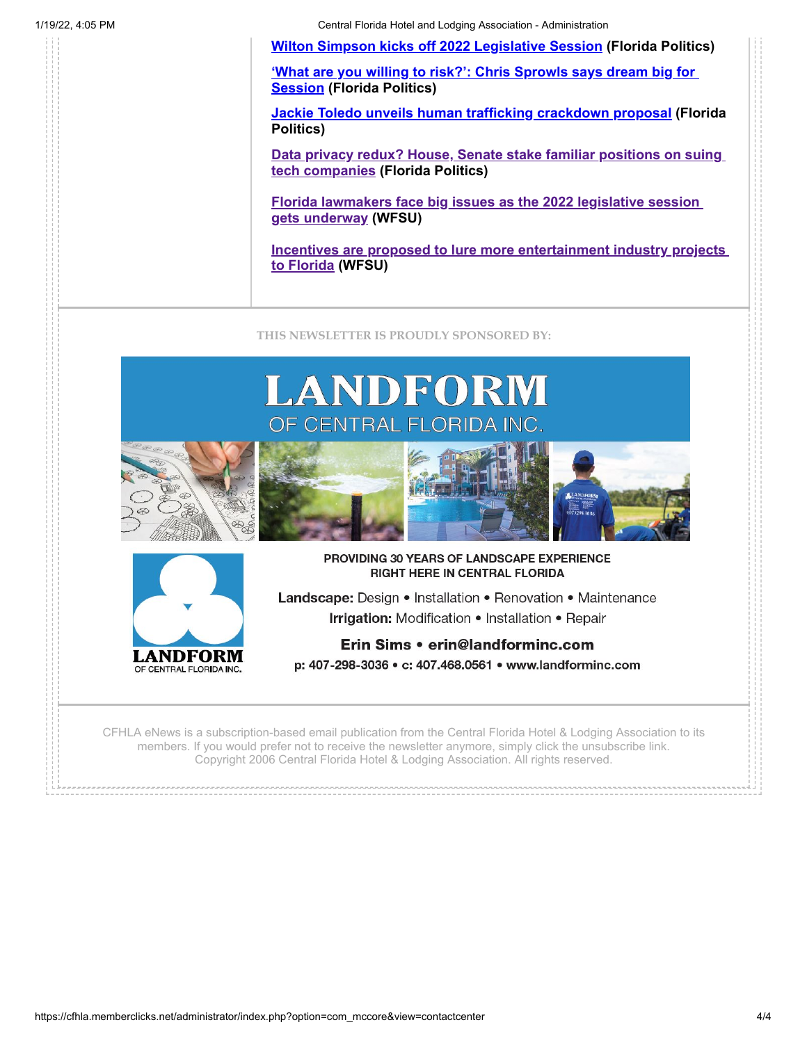**Wilton Simpson kicks off 2022 Legislative Session** (Florida Politics)

**'What are you willing to risk?': Chris Sprowls says dream big for Session** (Florida Politics)

**Jackie Toledo unveils human trafficking crackdown proposal** (Florida Politics)

**Data privacy redux? House, Senate stake familiar positions on suing tech companies** (Florida Politics)

**Florida lawmakers face big issues as the 2022 legislative session gets underway** (WFSU)

**Incentives are proposed to lure more entertainment industry projects to Florida** (WFSU)

THIS NEWSLETTER IS PROUDLY SPONSORED BY:

LANDFORM
OF CENTRAL FLORIDA INC.

PROVIDING 30 YEARS OF LANDSCAPE EXPERIENCE
RIGHT HERE IN CENTRAL FLORIDA

**Landscape:** Design • Installation • Renovation • Maintenance
**Irrigation:** Modification • Installation • Repair

**Erin Sims • erin@landforminc.com**
p: 407-298-3036 • c: 407.468.0561 • www.landforminc.com

CFHLA eNews is a subscription-based email publication from the Central Florida Hotel & Lodging Association to its members. If you would prefer not to receive the newsletter anymore, simply click the unsubscribe link.
Copyright 2006 Central Florida Hotel & Lodging Association. All rights reserved.